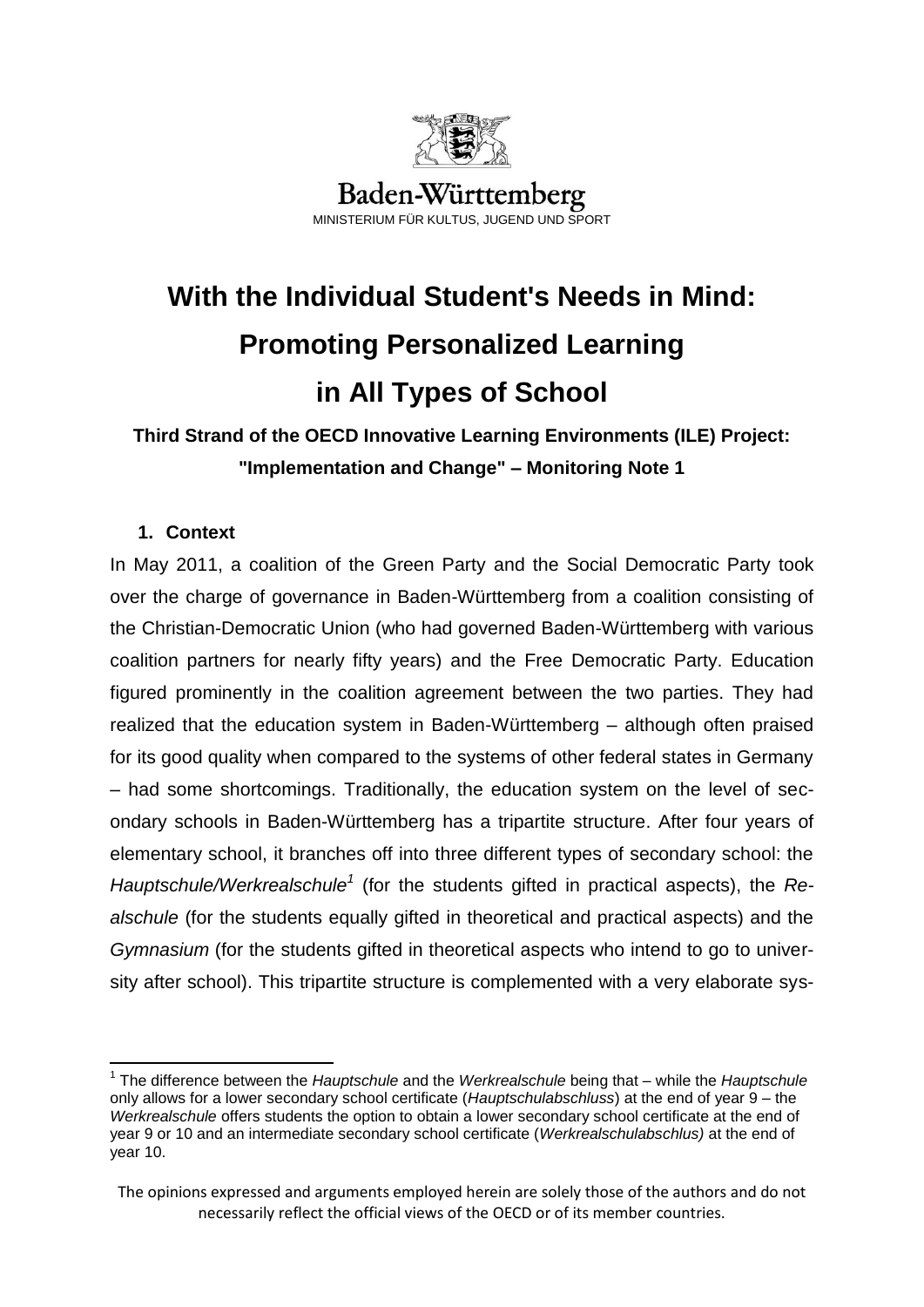Baden-Württemberg
MINISTERIUM FÜR KULTUS, JUGEND UND SPORT

# With the Individual Student's Needs in Mind: Promoting Personalized Learning in All Types of School

**Third Strand of the OECD Innovative Learning Environments (ILE) Project: "Implementation and Change" – Monitoring Note 1**

## 1. Context

In May 2011, a coalition of the Green Party and the Social Democratic Party took over the charge of governance in Baden-Württemberg from a coalition consisting of the Christian-Democratic Union (who had governed Baden-Württemberg with various coalition partners for nearly fifty years) and the Free Democratic Party. Education figured prominently in the coalition agreement between the two parties. They had realized that the education system in Baden-Württemberg – although often praised for its good quality when compared to the systems of other federal states in Germany – had some shortcomings. Traditionally, the education system on the level of secondary schools in Baden-Württemberg has a tripartite structure. After four years of elementary school, it branches off into three different types of secondary school: the *Hauptschule/Werkrealschule*[1] (for the students gifted in practical aspects), the *Realschule* (for the students equally gifted in theoretical and practical aspects) and the *Gymnasium* (for the students gifted in theoretical aspects who intend to go to university after school). This tripartite structure is complemented with a very elaborate sys-

[1] The difference between the *Hauptschule* and the *Werkrealschule* being that – while the *Hauptschule* only allows for a lower secondary school certificate (*Hauptschulabschluss*) at the end of year 9 – the *Werkrealschule* offers students the option to obtain a lower secondary school certificate at the end of year 9 or 10 and an intermediate secondary school certificate (*Werkrealschulabschlus)* at the end of year 10.

The opinions expressed and arguments employed herein are solely those of the authors and do not necessarily reflect the official views of the OECD or of its member countries.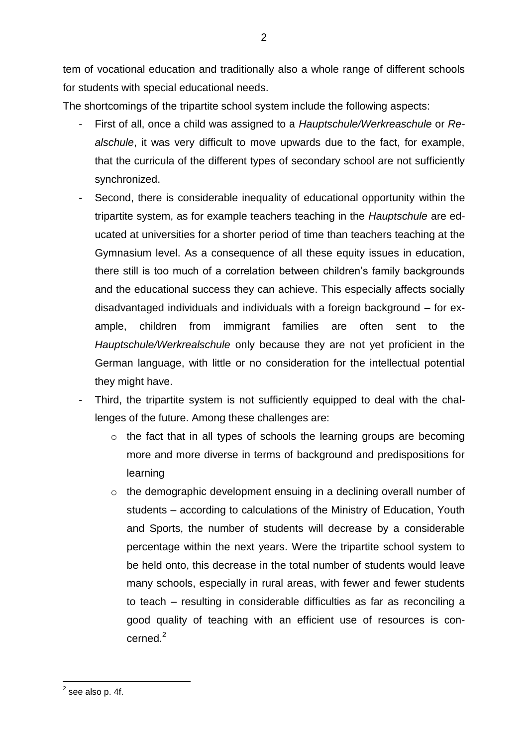tem of vocational education and traditionally also a whole range of different schools for students with special educational needs.

The shortcomings of the tripartite school system include the following aspects:

- First of all, once a child was assigned to a *Hauptschule/Werkreaschule* or *Realschule*, it was very difficult to move upwards due to the fact, for example, that the curricula of the different types of secondary school are not sufficiently synchronized.
- Second, there is considerable inequality of educational opportunity within the tripartite system, as for example teachers teaching in the *Hauptschule* are educated at universities for a shorter period of time than teachers teaching at the Gymnasium level. As a consequence of all these equity issues in education, there still is too much of a correlation between children's family backgrounds and the educational success they can achieve. This especially affects socially disadvantaged individuals and individuals with a foreign background – for example, children from immigrant families are often sent to the *Hauptschule/Werkrealschule* only because they are not yet proficient in the German language, with little or no consideration for the intellectual potential they might have.
- Third, the tripartite system is not sufficiently equipped to deal with the challenges of the future. Among these challenges are:
  - the fact that in all types of schools the learning groups are becoming more and more diverse in terms of background and predispositions for learning
  - the demographic development ensuing in a declining overall number of students – according to calculations of the Ministry of Education, Youth and Sports, the number of students will decrease by a considerable percentage within the next years. Were the tripartite school system to be held onto, this decrease in the total number of students would leave many schools, especially in rural areas, with fewer and fewer students to teach – resulting in considerable difficulties as far as reconciling a good quality of teaching with an efficient use of resources is concerned.[2]

[2] see also p. 4f.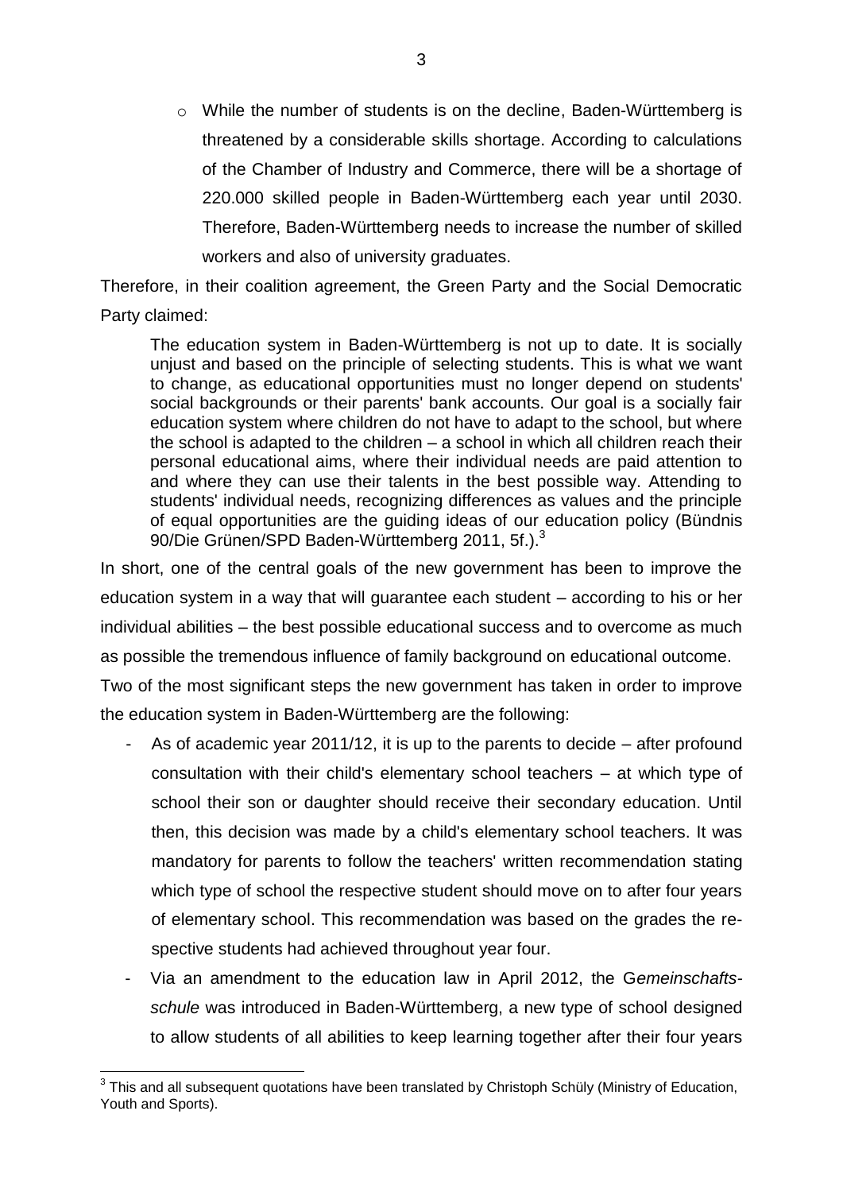- While the number of students is on the decline, Baden-Württemberg is threatened by a considerable skills shortage. According to calculations of the Chamber of Industry and Commerce, there will be a shortage of 220.000 skilled people in Baden-Württemberg each year until 2030. Therefore, Baden-Württemberg needs to increase the number of skilled workers and also of university graduates.

Therefore, in their coalition agreement, the Green Party and the Social Democratic Party claimed:

> The education system in Baden-Württemberg is not up to date. It is socially unjust and based on the principle of selecting students. This is what we want to change, as educational opportunities must no longer depend on students' social backgrounds or their parents' bank accounts. Our goal is a socially fair education system where children do not have to adapt to the school, but where the school is adapted to the children – a school in which all children reach their personal educational aims, where their individual needs are paid attention to and where they can use their talents in the best possible way. Attending to students' individual needs, recognizing differences as values and the principle of equal opportunities are the guiding ideas of our education policy (Bündnis 90/Die Grünen/SPD Baden-Württemberg 2011, 5f.).[3]

In short, one of the central goals of the new government has been to improve the education system in a way that will guarantee each student – according to his or her individual abilities – the best possible educational success and to overcome as much as possible the tremendous influence of family background on educational outcome.

Two of the most significant steps the new government has taken in order to improve the education system in Baden-Württemberg are the following:

- As of academic year 2011/12, it is up to the parents to decide – after profound consultation with their child's elementary school teachers – at which type of school their son or daughter should receive their secondary education. Until then, this decision was made by a child's elementary school teachers. It was mandatory for parents to follow the teachers' written recommendation stating which type of school the respective student should move on to after four years of elementary school. This recommendation was based on the grades the respective students had achieved throughout year four.
- Via an amendment to the education law in April 2012, the G*emeinschaftsschule* was introduced in Baden-Württemberg, a new type of school designed to allow students of all abilities to keep learning together after their four years

[3] This and all subsequent quotations have been translated by Christoph Schüly (Ministry of Education, Youth and Sports).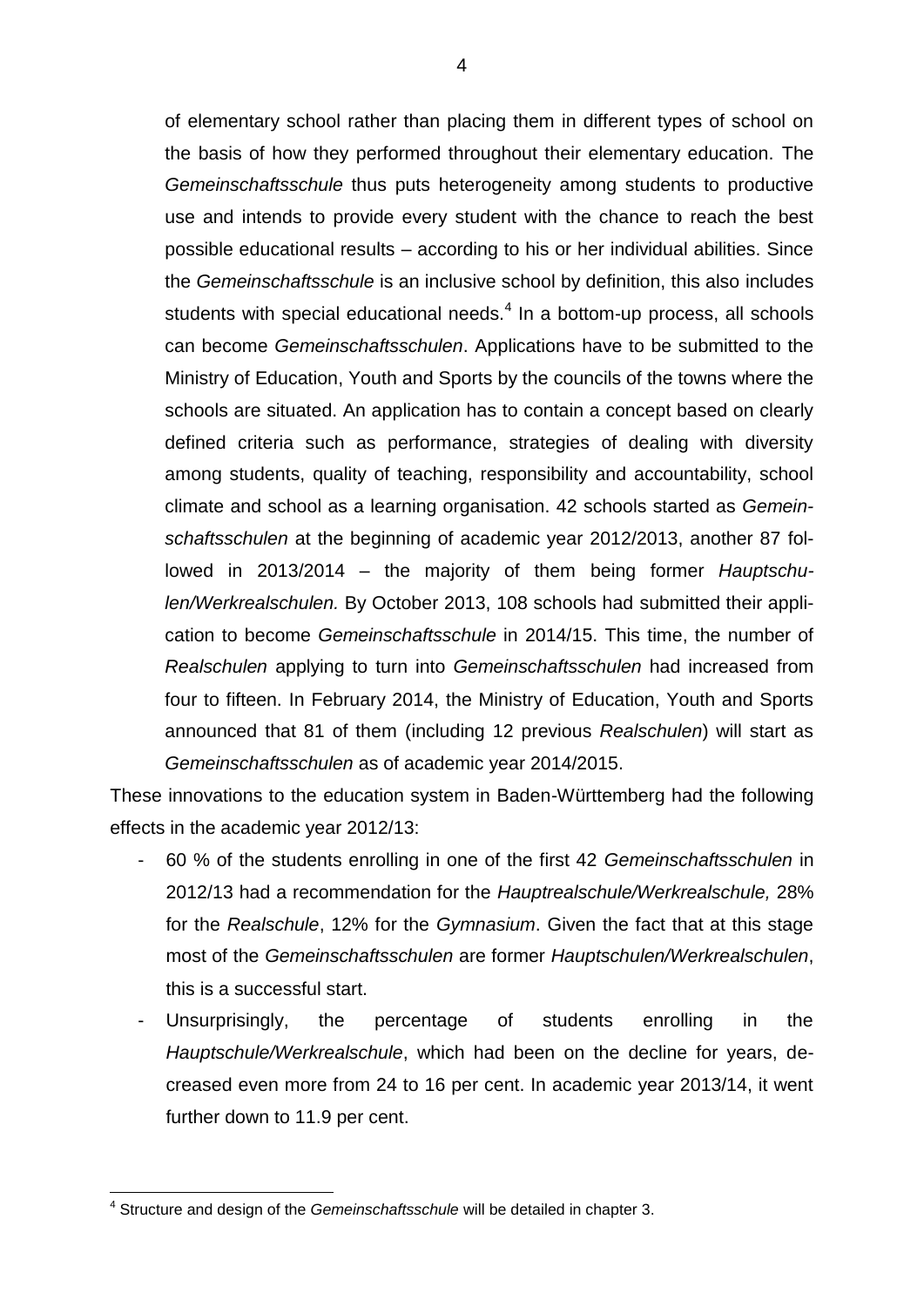of elementary school rather than placing them in different types of school on the basis of how they performed throughout their elementary education. The *Gemeinschaftsschule* thus puts heterogeneity among students to productive use and intends to provide every student with the chance to reach the best possible educational results – according to his or her individual abilities. Since the *Gemeinschaftsschule* is an inclusive school by definition, this also includes students with special educational needs.[4] In a bottom-up process, all schools can become *Gemeinschaftsschulen*. Applications have to be submitted to the Ministry of Education, Youth and Sports by the councils of the towns where the schools are situated. An application has to contain a concept based on clearly defined criteria such as performance, strategies of dealing with diversity among students, quality of teaching, responsibility and accountability, school climate and school as a learning organisation. 42 schools started as *Gemeinschaftsschulen* at the beginning of academic year 2012/2013, another 87 followed in 2013/2014 – the majority of them being former *Hauptschulen/Werkrealschulen.* By October 2013, 108 schools had submitted their application to become *Gemeinschaftsschule* in 2014/15. This time, the number of *Realschulen* applying to turn into *Gemeinschaftsschulen* had increased from four to fifteen. In February 2014, the Ministry of Education, Youth and Sports announced that 81 of them (including 12 previous *Realschulen*) will start as *Gemeinschaftsschulen* as of academic year 2014/2015.

These innovations to the education system in Baden-Württemberg had the following effects in the academic year 2012/13:

- 60 % of the students enrolling in one of the first 42 *Gemeinschaftsschulen* in 2012/13 had a recommendation for the *Hauptrealschule/Werkrealschule,* 28% for the *Realschule*, 12% for the *Gymnasium*. Given the fact that at this stage most of the *Gemeinschaftsschulen* are former *Hauptschulen/Werkrealschulen*, this is a successful start.
- Unsurprisingly, the percentage of students enrolling in the *Hauptschule/Werkrealschule*, which had been on the decline for years, decreased even more from 24 to 16 per cent. In academic year 2013/14, it went further down to 11.9 per cent.

[4] Structure and design of the *Gemeinschaftsschule* will be detailed in chapter 3.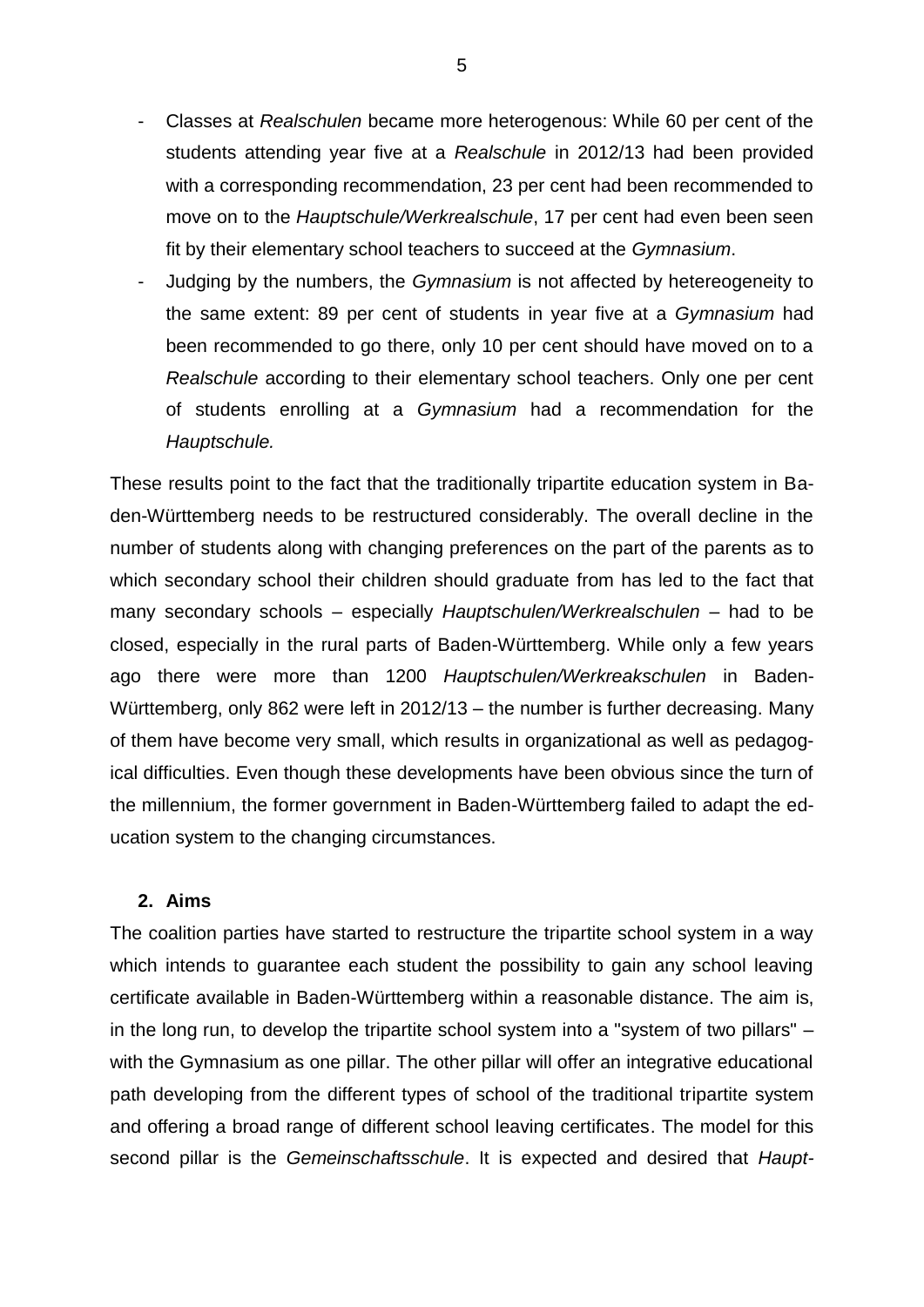- Classes at *Realschulen* became more heterogenous: While 60 per cent of the students attending year five at a *Realschule* in 2012/13 had been provided with a corresponding recommendation, 23 per cent had been recommended to move on to the *Hauptschule/Werkrealschule*, 17 per cent had even been seen fit by their elementary school teachers to succeed at the *Gymnasium*.
- Judging by the numbers, the *Gymnasium* is not affected by hetereogeneity to the same extent: 89 per cent of students in year five at a *Gymnasium* had been recommended to go there, only 10 per cent should have moved on to a *Realschule* according to their elementary school teachers. Only one per cent of students enrolling at a *Gymnasium* had a recommendation for the *Hauptschule.*

These results point to the fact that the traditionally tripartite education system in Baden-Württemberg needs to be restructured considerably. The overall decline in the number of students along with changing preferences on the part of the parents as to which secondary school their children should graduate from has led to the fact that many secondary schools – especially *Hauptschulen/Werkrealschulen* – had to be closed, especially in the rural parts of Baden-Württemberg. While only a few years ago there were more than 1200 *Hauptschulen/Werkreakschulen* in Baden-Württemberg, only 862 were left in 2012/13 – the number is further decreasing. Many of them have become very small, which results in organizational as well as pedagogical difficulties. Even though these developments have been obvious since the turn of the millennium, the former government in Baden-Württemberg failed to adapt the education system to the changing circumstances.

## 2. Aims

The coalition parties have started to restructure the tripartite school system in a way which intends to guarantee each student the possibility to gain any school leaving certificate available in Baden-Württemberg within a reasonable distance. The aim is, in the long run, to develop the tripartite school system into a "system of two pillars" – with the Gymnasium as one pillar. The other pillar will offer an integrative educational path developing from the different types of school of the traditional tripartite system and offering a broad range of different school leaving certificates. The model for this second pillar is the *Gemeinschaftsschule*. It is expected and desired that *Haupt-*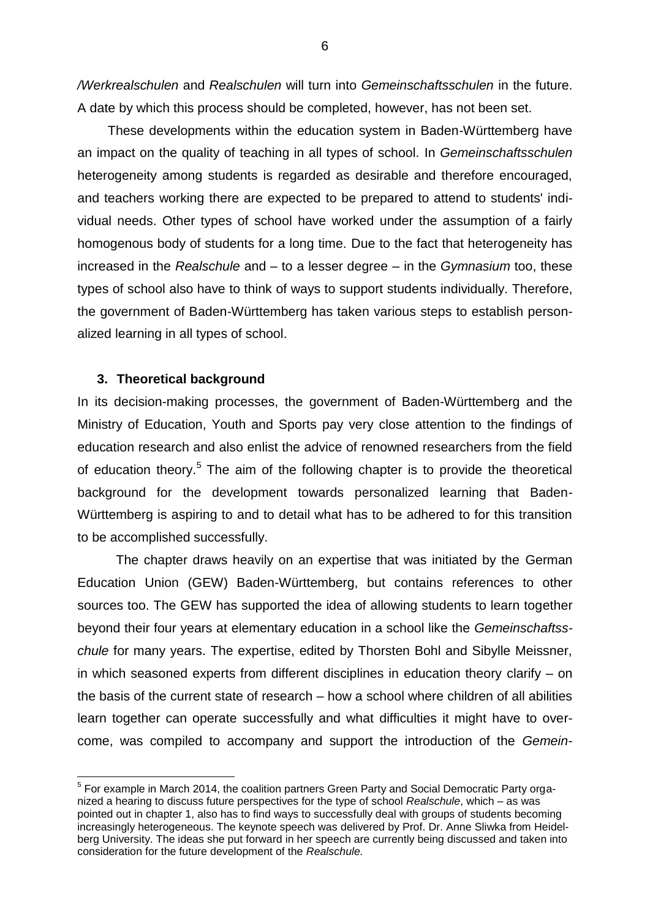*/Werkrealschulen* and *Realschulen* will turn into *Gemeinschaftsschulen* in the future. A date by which this process should be completed, however, has not been set.

These developments within the education system in Baden-Württemberg have an impact on the quality of teaching in all types of school. In *Gemeinschaftsschulen* heterogeneity among students is regarded as desirable and therefore encouraged, and teachers working there are expected to be prepared to attend to students' individual needs. Other types of school have worked under the assumption of a fairly homogenous body of students for a long time. Due to the fact that heterogeneity has increased in the *Realschule* and – to a lesser degree – in the *Gymnasium* too, these types of school also have to think of ways to support students individually. Therefore, the government of Baden-Württemberg has taken various steps to establish personalized learning in all types of school.

## 3. Theoretical background

In its decision-making processes, the government of Baden-Württemberg and the Ministry of Education, Youth and Sports pay very close attention to the findings of education research and also enlist the advice of renowned researchers from the field of education theory.[5] The aim of the following chapter is to provide the theoretical background for the development towards personalized learning that Baden-Württemberg is aspiring to and to detail what has to be adhered to for this transition to be accomplished successfully.

The chapter draws heavily on an expertise that was initiated by the German Education Union (GEW) Baden-Württemberg, but contains references to other sources too. The GEW has supported the idea of allowing students to learn together beyond their four years at elementary education in a school like the *Gemeinschaftsschule* for many years. The expertise, edited by Thorsten Bohl and Sibylle Meissner, in which seasoned experts from different disciplines in education theory clarify – on the basis of the current state of research – how a school where children of all abilities learn together can operate successfully and what difficulties it might have to overcome, was compiled to accompany and support the introduction of the *Gemein-*

[5] For example in March 2014, the coalition partners Green Party and Social Democratic Party organized a hearing to discuss future perspectives for the type of school *Realschule*, which – as was pointed out in chapter 1, also has to find ways to successfully deal with groups of students becoming increasingly heterogeneous. The keynote speech was delivered by Prof. Dr. Anne Sliwka from Heidelberg University. The ideas she put forward in her speech are currently being discussed and taken into consideration for the future development of the *Realschule.*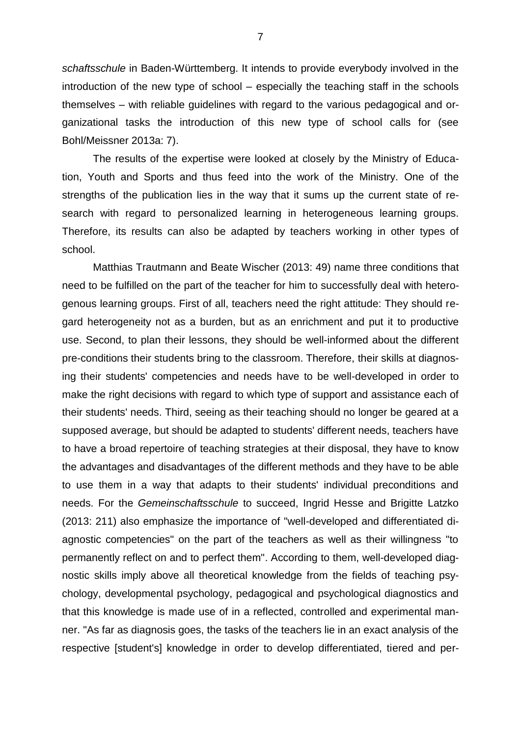*schaftsschule* in Baden-Württemberg. It intends to provide everybody involved in the introduction of the new type of school – especially the teaching staff in the schools themselves – with reliable guidelines with regard to the various pedagogical and organizational tasks the introduction of this new type of school calls for (see Bohl/Meissner 2013a: 7).

The results of the expertise were looked at closely by the Ministry of Education, Youth and Sports and thus feed into the work of the Ministry. One of the strengths of the publication lies in the way that it sums up the current state of research with regard to personalized learning in heterogeneous learning groups. Therefore, its results can also be adapted by teachers working in other types of school.

Matthias Trautmann and Beate Wischer (2013: 49) name three conditions that need to be fulfilled on the part of the teacher for him to successfully deal with heterogenous learning groups. First of all, teachers need the right attitude: They should regard heterogeneity not as a burden, but as an enrichment and put it to productive use. Second, to plan their lessons, they should be well-informed about the different pre-conditions their students bring to the classroom. Therefore, their skills at diagnosing their students' competencies and needs have to be well-developed in order to make the right decisions with regard to which type of support and assistance each of their students' needs. Third, seeing as their teaching should no longer be geared at a supposed average, but should be adapted to students' different needs, teachers have to have a broad repertoire of teaching strategies at their disposal, they have to know the advantages and disadvantages of the different methods and they have to be able to use them in a way that adapts to their students' individual preconditions and needs. For the *Gemeinschaftsschule* to succeed, Ingrid Hesse and Brigitte Latzko (2013: 211) also emphasize the importance of "well-developed and differentiated diagnostic competencies" on the part of the teachers as well as their willingness "to permanently reflect on and to perfect them". According to them, well-developed diagnostic skills imply above all theoretical knowledge from the fields of teaching psychology, developmental psychology, pedagogical and psychological diagnostics and that this knowledge is made use of in a reflected, controlled and experimental manner. "As far as diagnosis goes, the tasks of the teachers lie in an exact analysis of the respective [student's] knowledge in order to develop differentiated, tiered and per-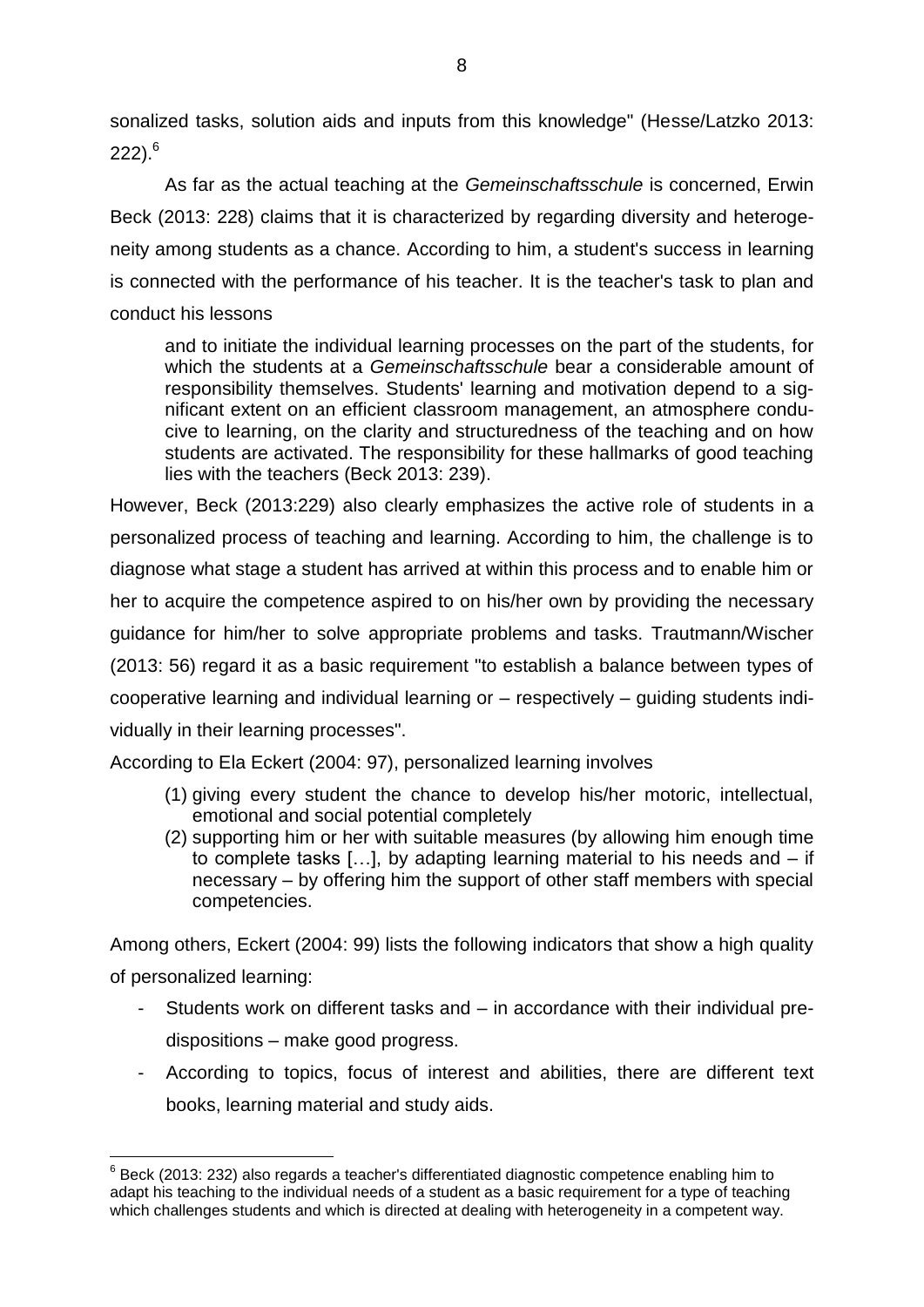sonalized tasks, solution aids and inputs from this knowledge" (Hesse/Latzko 2013: 222).[6]

As far as the actual teaching at the *Gemeinschaftsschule* is concerned, Erwin Beck (2013: 228) claims that it is characterized by regarding diversity and heterogeneity among students as a chance. According to him, a student's success in learning is connected with the performance of his teacher. It is the teacher's task to plan and conduct his lessons

> and to initiate the individual learning processes on the part of the students, for which the students at a *Gemeinschaftsschule* bear a considerable amount of responsibility themselves. Students' learning and motivation depend to a significant extent on an efficient classroom management, an atmosphere conducive to learning, on the clarity and structuredness of the teaching and on how students are activated. The responsibility for these hallmarks of good teaching lies with the teachers (Beck 2013: 239).

However, Beck (2013:229) also clearly emphasizes the active role of students in a personalized process of teaching and learning. According to him, the challenge is to diagnose what stage a student has arrived at within this process and to enable him or her to acquire the competence aspired to on his/her own by providing the necessary guidance for him/her to solve appropriate problems and tasks. Trautmann/Wischer (2013: 56) regard it as a basic requirement "to establish a balance between types of cooperative learning and individual learning or – respectively – guiding students individually in their learning processes".

According to Ela Eckert (2004: 97), personalized learning involves

> (1) giving every student the chance to develop his/her motoric, intellectual, emotional and social potential completely
> (2) supporting him or her with suitable measures (by allowing him enough time to complete tasks […], by adapting learning material to his needs and – if necessary – by offering him the support of other staff members with special competencies.

Among others, Eckert (2004: 99) lists the following indicators that show a high quality of personalized learning:

- Students work on different tasks and – in accordance with their individual predispositions – make good progress.
- According to topics, focus of interest and abilities, there are different text books, learning material and study aids.

---

[6] Beck (2013: 232) also regards a teacher's differentiated diagnostic competence enabling him to adapt his teaching to the individual needs of a student as a basic requirement for a type of teaching which challenges students and which is directed at dealing with heterogeneity in a competent way.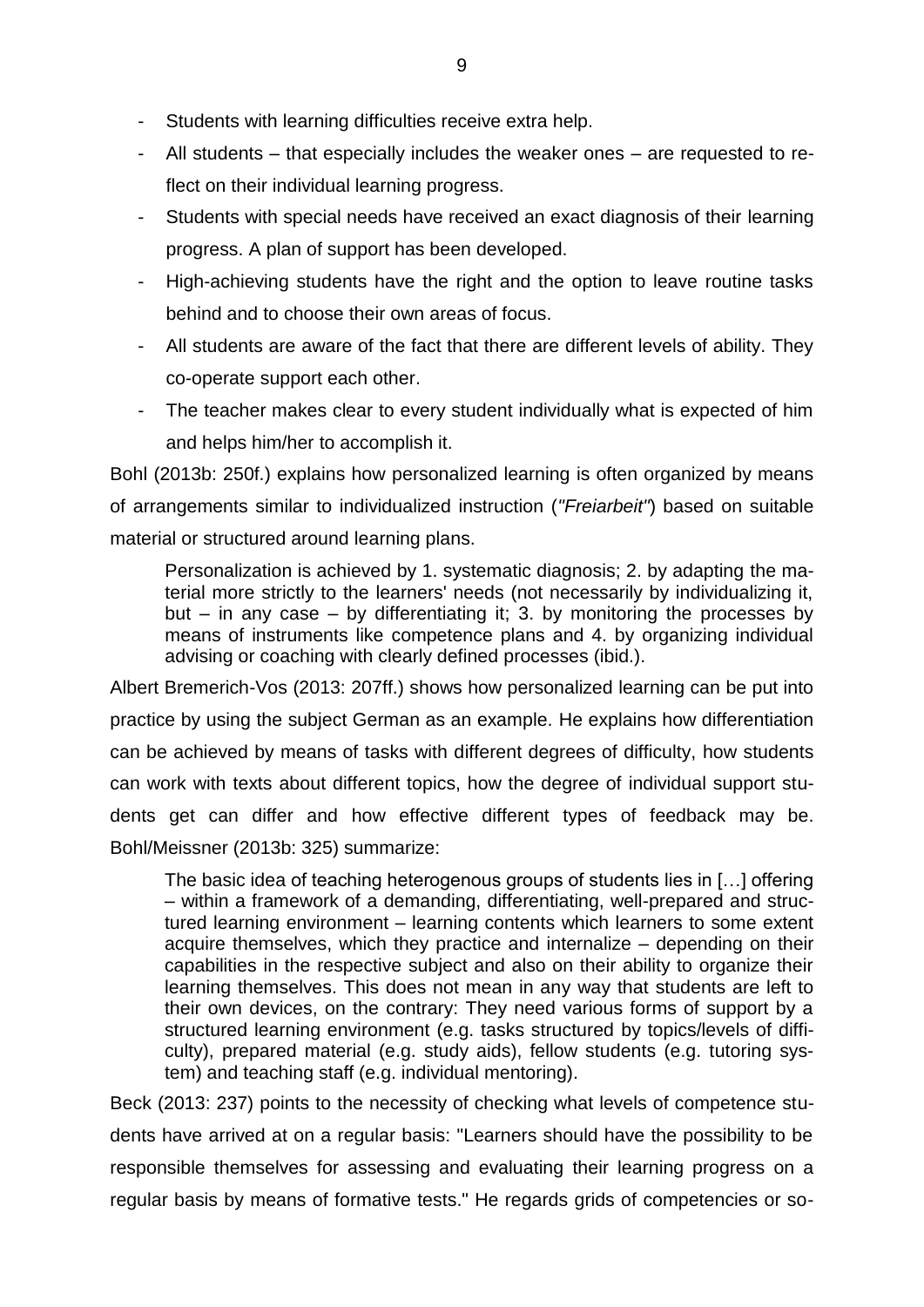- Students with learning difficulties receive extra help.
- All students – that especially includes the weaker ones – are requested to reflect on their individual learning progress.
- Students with special needs have received an exact diagnosis of their learning progress. A plan of support has been developed.
- High-achieving students have the right and the option to leave routine tasks behind and to choose their own areas of focus.
- All students are aware of the fact that there are different levels of ability. They co-operate support each other.
- The teacher makes clear to every student individually what is expected of him and helps him/her to accomplish it.

Bohl (2013b: 250f.) explains how personalized learning is often organized by means of arrangements similar to individualized instruction (*"Freiarbeit"*) based on suitable material or structured around learning plans.

> Personalization is achieved by 1. systematic diagnosis; 2. by adapting the material more strictly to the learners' needs (not necessarily by individualizing it, but – in any case – by differentiating it; 3. by monitoring the processes by means of instruments like competence plans and 4. by organizing individual advising or coaching with clearly defined processes (ibid.).

Albert Bremerich-Vos (2013: 207ff.) shows how personalized learning can be put into practice by using the subject German as an example. He explains how differentiation can be achieved by means of tasks with different degrees of difficulty, how students can work with texts about different topics, how the degree of individual support students get can differ and how effective different types of feedback may be. Bohl/Meissner (2013b: 325) summarize:

> The basic idea of teaching heterogenous groups of students lies in […] offering – within a framework of a demanding, differentiating, well-prepared and structured learning environment – learning contents which learners to some extent acquire themselves, which they practice and internalize – depending on their capabilities in the respective subject and also on their ability to organize their learning themselves. This does not mean in any way that students are left to their own devices, on the contrary: They need various forms of support by a structured learning environment (e.g. tasks structured by topics/levels of difficulty), prepared material (e.g. study aids), fellow students (e.g. tutoring system) and teaching staff (e.g. individual mentoring).

Beck (2013: 237) points to the necessity of checking what levels of competence students have arrived at on a regular basis: "Learners should have the possibility to be responsible themselves for assessing and evaluating their learning progress on a regular basis by means of formative tests." He regards grids of competencies or so-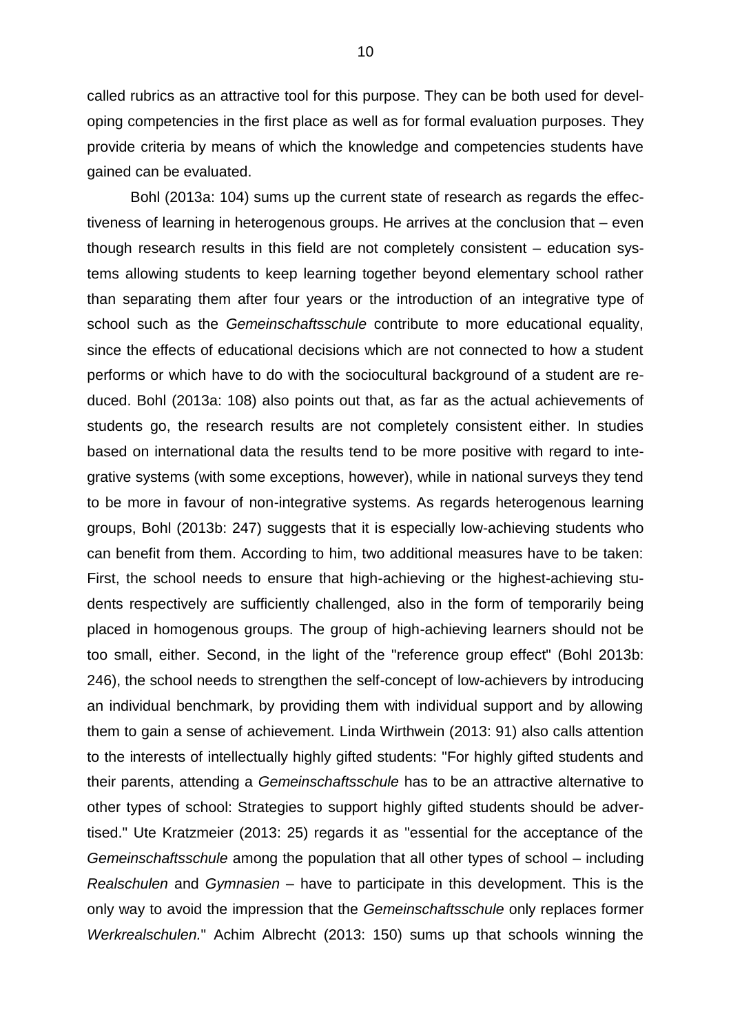called rubrics as an attractive tool for this purpose. They can be both used for developing competencies in the first place as well as for formal evaluation purposes. They provide criteria by means of which the knowledge and competencies students have gained can be evaluated.

Bohl (2013a: 104) sums up the current state of research as regards the effectiveness of learning in heterogenous groups. He arrives at the conclusion that – even though research results in this field are not completely consistent – education systems allowing students to keep learning together beyond elementary school rather than separating them after four years or the introduction of an integrative type of school such as the *Gemeinschaftsschule* contribute to more educational equality, since the effects of educational decisions which are not connected to how a student performs or which have to do with the sociocultural background of a student are reduced. Bohl (2013a: 108) also points out that, as far as the actual achievements of students go, the research results are not completely consistent either. In studies based on international data the results tend to be more positive with regard to integrative systems (with some exceptions, however), while in national surveys they tend to be more in favour of non-integrative systems. As regards heterogenous learning groups, Bohl (2013b: 247) suggests that it is especially low-achieving students who can benefit from them. According to him, two additional measures have to be taken: First, the school needs to ensure that high-achieving or the highest-achieving students respectively are sufficiently challenged, also in the form of temporarily being placed in homogenous groups. The group of high-achieving learners should not be too small, either. Second, in the light of the "reference group effect" (Bohl 2013b: 246), the school needs to strengthen the self-concept of low-achievers by introducing an individual benchmark, by providing them with individual support and by allowing them to gain a sense of achievement. Linda Wirthwein (2013: 91) also calls attention to the interests of intellectually highly gifted students: "For highly gifted students and their parents, attending a *Gemeinschaftsschule* has to be an attractive alternative to other types of school: Strategies to support highly gifted students should be advertised." Ute Kratzmeier (2013: 25) regards it as "essential for the acceptance of the *Gemeinschaftsschule* among the population that all other types of school – including *Realschulen* and *Gymnasien* – have to participate in this development. This is the only way to avoid the impression that the *Gemeinschaftsschule* only replaces former *Werkrealschulen.*" Achim Albrecht (2013: 150) sums up that schools winning the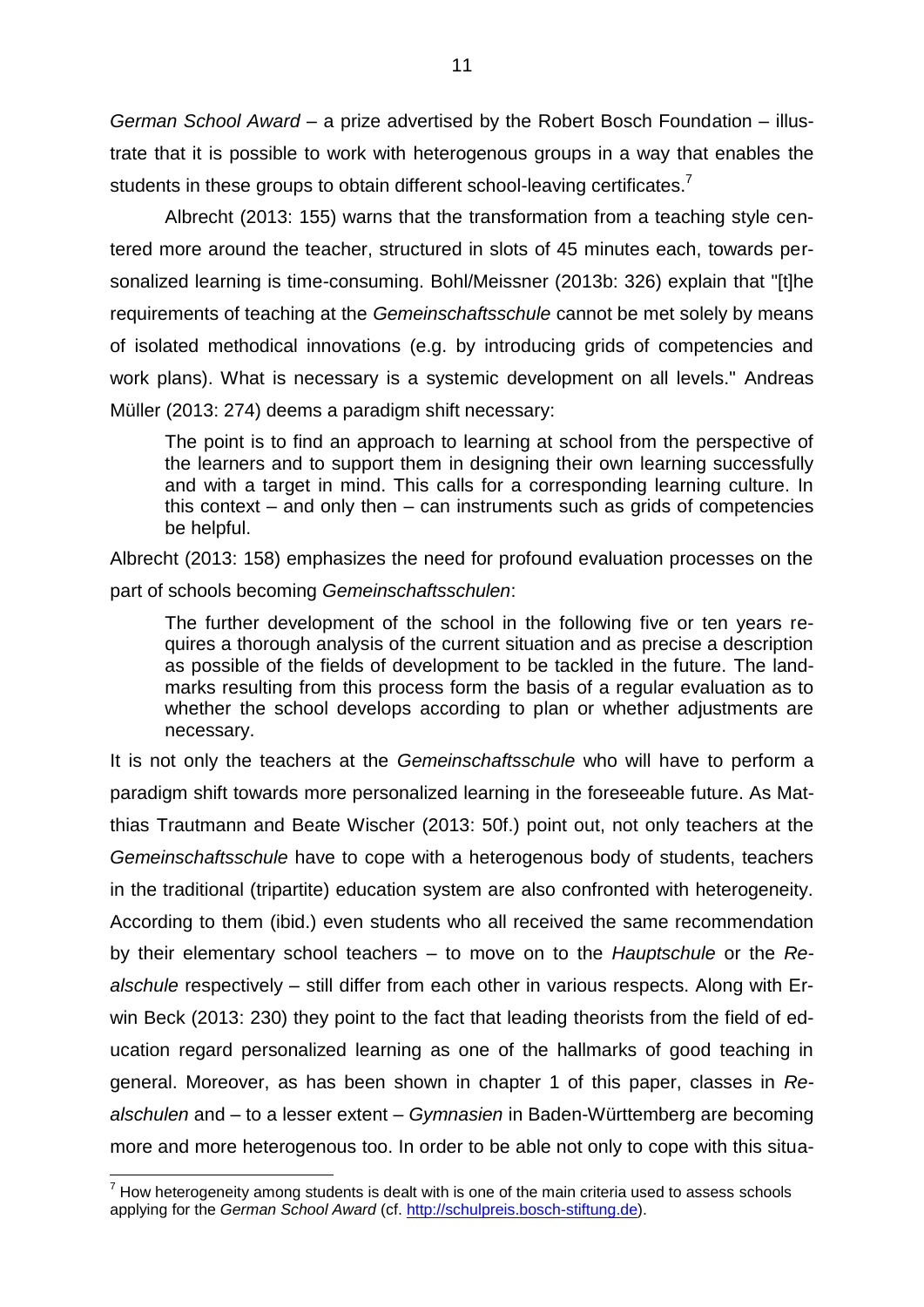*German School Award* – a prize advertised by the Robert Bosch Foundation – illustrate that it is possible to work with heterogenous groups in a way that enables the students in these groups to obtain different school-leaving certificates.[7]

Albrecht (2013: 155) warns that the transformation from a teaching style centered more around the teacher, structured in slots of 45 minutes each, towards personalized learning is time-consuming. Bohl/Meissner (2013b: 326) explain that "[t]he requirements of teaching at the *Gemeinschaftsschule* cannot be met solely by means of isolated methodical innovations (e.g. by introducing grids of competencies and work plans). What is necessary is a systemic development on all levels." Andreas Müller (2013: 274) deems a paradigm shift necessary:

> The point is to find an approach to learning at school from the perspective of the learners and to support them in designing their own learning successfully and with a target in mind. This calls for a corresponding learning culture. In this context – and only then – can instruments such as grids of competencies be helpful.

Albrecht (2013: 158) emphasizes the need for profound evaluation processes on the part of schools becoming *Gemeinschaftsschulen*:

> The further development of the school in the following five or ten years requires a thorough analysis of the current situation and as precise a description as possible of the fields of development to be tackled in the future. The landmarks resulting from this process form the basis of a regular evaluation as to whether the school develops according to plan or whether adjustments are necessary.

It is not only the teachers at the *Gemeinschaftsschule* who will have to perform a paradigm shift towards more personalized learning in the foreseeable future. As Matthias Trautmann and Beate Wischer (2013: 50f.) point out, not only teachers at the *Gemeinschaftsschule* have to cope with a heterogenous body of students, teachers in the traditional (tripartite) education system are also confronted with heterogeneity. According to them (ibid.) even students who all received the same recommendation by their elementary school teachers – to move on to the *Hauptschule* or the *Realschule* respectively – still differ from each other in various respects. Along with Erwin Beck (2013: 230) they point to the fact that leading theorists from the field of education regard personalized learning as one of the hallmarks of good teaching in general. Moreover, as has been shown in chapter 1 of this paper, classes in *Realschulen* and – to a lesser extent – *Gymnasien* in Baden-Württemberg are becoming more and more heterogenous too. In order to be able not only to cope with this situa-

[7] How heterogeneity among students is dealt with is one of the main criteria used to assess schools applying for the *German School Award* (cf. http://schulpreis.bosch-stiftung.de).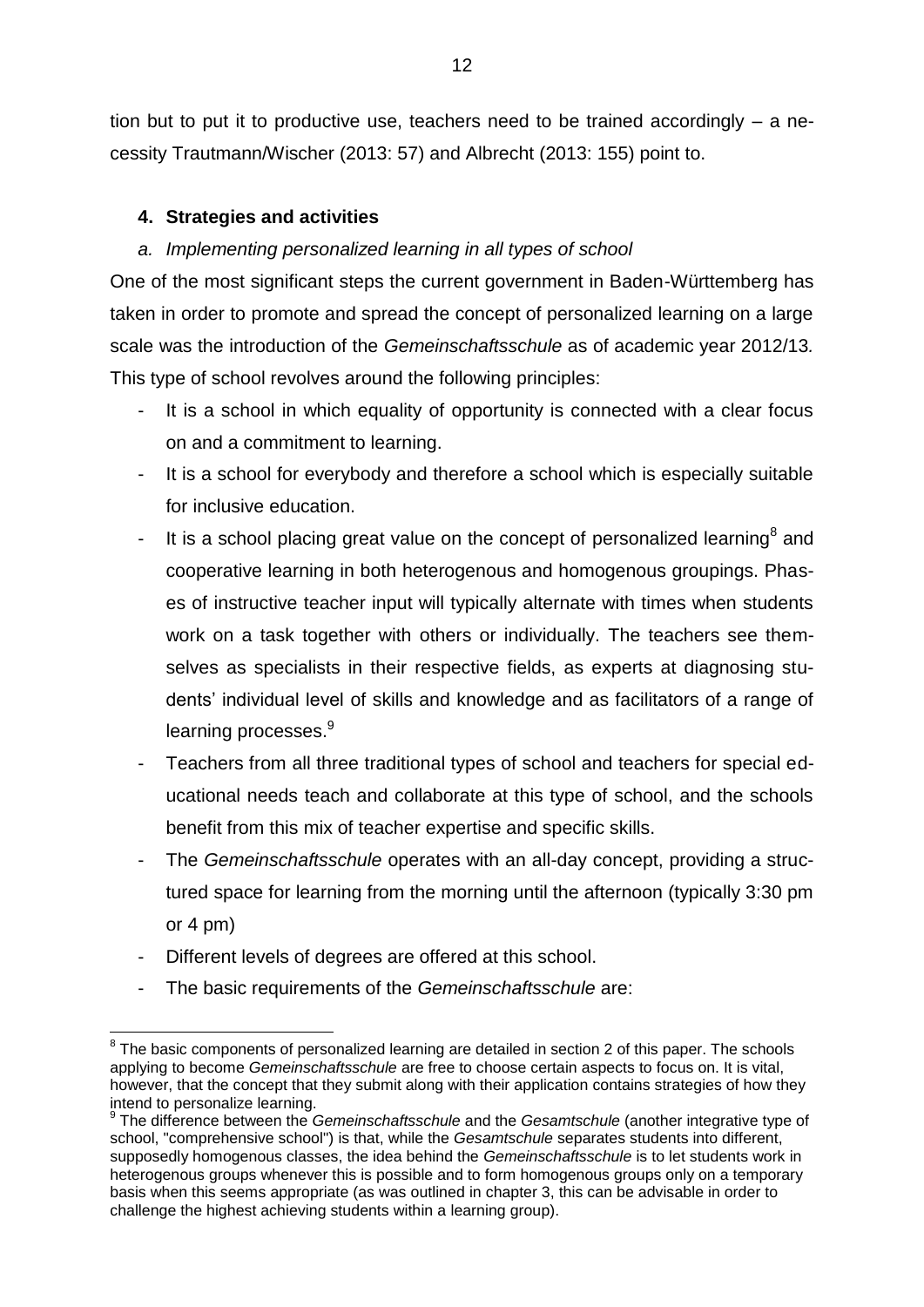tion but to put it to productive use, teachers need to be trained accordingly – a necessity Trautmann/Wischer (2013: 57) and Albrecht (2013: 155) point to.

## 4. Strategies and activities

### *a. Implementing personalized learning in all types of school*

One of the most significant steps the current government in Baden-Württemberg has taken in order to promote and spread the concept of personalized learning on a large scale was the introduction of the *Gemeinschaftsschule* as of academic year 2012/13. This type of school revolves around the following principles:

- It is a school in which equality of opportunity is connected with a clear focus on and a commitment to learning.
- It is a school for everybody and therefore a school which is especially suitable for inclusive education.
- It is a school placing great value on the concept of personalized learning[8] and cooperative learning in both heterogenous and homogenous groupings. Phases of instructive teacher input will typically alternate with times when students work on a task together with others or individually. The teachers see themselves as specialists in their respective fields, as experts at diagnosing students' individual level of skills and knowledge and as facilitators of a range of learning processes.[9]
- Teachers from all three traditional types of school and teachers for special educational needs teach and collaborate at this type of school, and the schools benefit from this mix of teacher expertise and specific skills.
- The *Gemeinschaftsschule* operates with an all-day concept, providing a structured space for learning from the morning until the afternoon (typically 3:30 pm or 4 pm)
- Different levels of degrees are offered at this school.
- The basic requirements of the *Gemeinschaftsschule* are:

---

[8] The basic components of personalized learning are detailed in section 2 of this paper. The schools applying to become *Gemeinschaftsschule* are free to choose certain aspects to focus on. It is vital, however, that the concept that they submit along with their application contains strategies of how they intend to personalize learning.

[9] The difference between the *Gemeinschaftsschule* and the *Gesamtschule* (another integrative type of school, "comprehensive school") is that, while the *Gesamtschule* separates students into different, supposedly homogenous classes, the idea behind the *Gemeinschaftsschule* is to let students work in heterogenous groups whenever this is possible and to form homogenous groups only on a temporary basis when this seems appropriate (as was outlined in chapter 3, this can be advisable in order to challenge the highest achieving students within a learning group).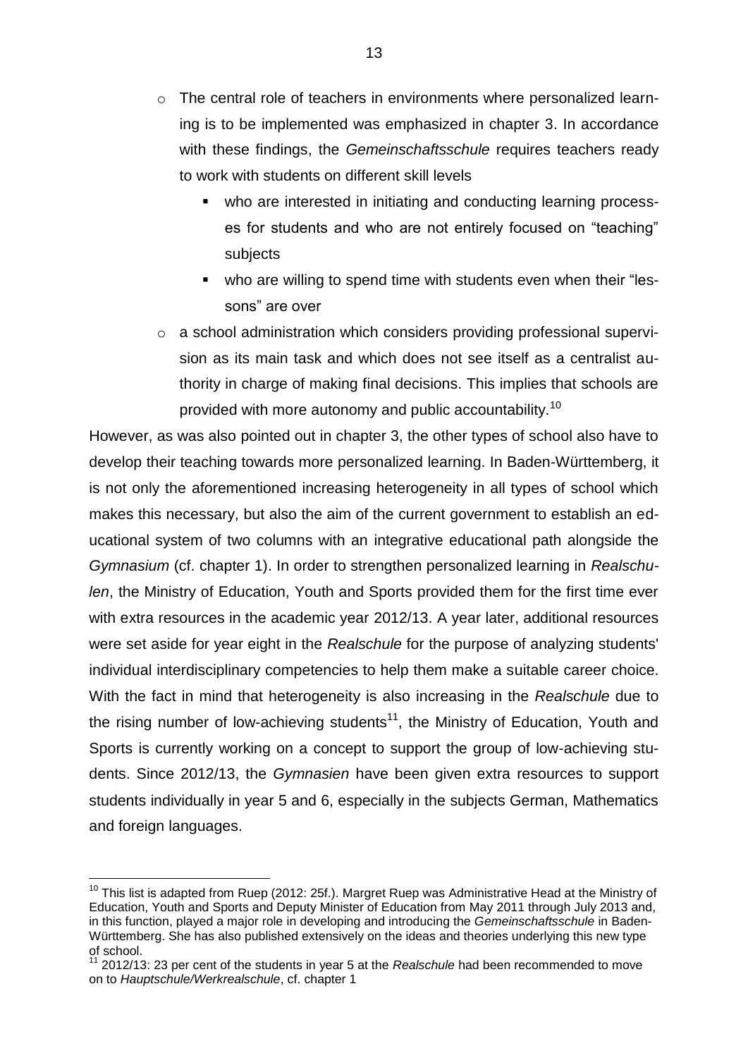- The central role of teachers in environments where personalized learning is to be implemented was emphasized in chapter 3. In accordance with these findings, the *Gemeinschaftsschule* requires teachers ready to work with students on different skill levels
  - who are interested in initiating and conducting learning processes for students and who are not entirely focused on "teaching" subjects
  - who are willing to spend time with students even when their "lessons" are over
- a school administration which considers providing professional supervision as its main task and which does not see itself as a centralist authority in charge of making final decisions. This implies that schools are provided with more autonomy and public accountability.[10]

However, as was also pointed out in chapter 3, the other types of school also have to develop their teaching towards more personalized learning. In Baden-Württemberg, it is not only the aforementioned increasing heterogeneity in all types of school which makes this necessary, but also the aim of the current government to establish an educational system of two columns with an integrative educational path alongside the *Gymnasium* (cf. chapter 1). In order to strengthen personalized learning in *Realschulen*, the Ministry of Education, Youth and Sports provided them for the first time ever with extra resources in the academic year 2012/13. A year later, additional resources were set aside for year eight in the *Realschule* for the purpose of analyzing students' individual interdisciplinary competencies to help them make a suitable career choice. With the fact in mind that heterogeneity is also increasing in the *Realschule* due to the rising number of low-achieving students[11], the Ministry of Education, Youth and Sports is currently working on a concept to support the group of low-achieving students. Since 2012/13, the *Gymnasien* have been given extra resources to support students individually in year 5 and 6, especially in the subjects German, Mathematics and foreign languages.

[10] This list is adapted from Ruep (2012: 25f.). Margret Ruep was Administrative Head at the Ministry of Education, Youth and Sports and Deputy Minister of Education from May 2011 through July 2013 and, in this function, played a major role in developing and introducing the *Gemeinschaftsschule* in Baden-Württemberg. She has also published extensively on the ideas and theories underlying this new type of school.

[11] 2012/13: 23 per cent of the students in year 5 at the *Realschule* had been recommended to move on to *Hauptschule/Werkrealschule*, cf. chapter 1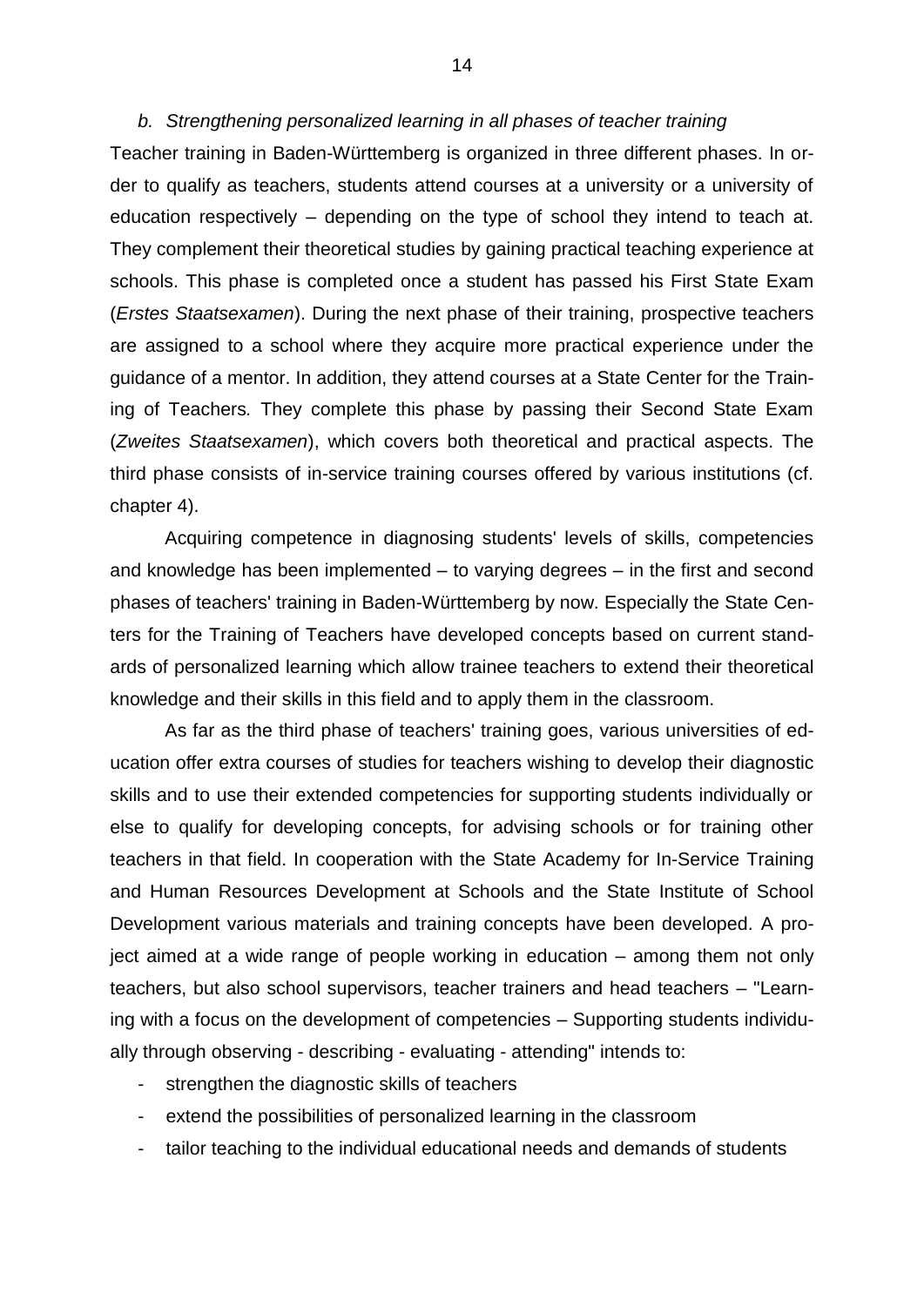*b. Strengthening personalized learning in all phases of teacher training*

Teacher training in Baden-Württemberg is organized in three different phases. In order to qualify as teachers, students attend courses at a university or a university of education respectively – depending on the type of school they intend to teach at. They complement their theoretical studies by gaining practical teaching experience at schools. This phase is completed once a student has passed his First State Exam (*Erstes Staatsexamen*). During the next phase of their training, prospective teachers are assigned to a school where they acquire more practical experience under the guidance of a mentor. In addition, they attend courses at a State Center for the Training of Teachers. They complete this phase by passing their Second State Exam (*Zweites Staatsexamen*), which covers both theoretical and practical aspects. The third phase consists of in-service training courses offered by various institutions (cf. chapter 4).

Acquiring competence in diagnosing students' levels of skills, competencies and knowledge has been implemented – to varying degrees – in the first and second phases of teachers' training in Baden-Württemberg by now. Especially the State Centers for the Training of Teachers have developed concepts based on current standards of personalized learning which allow trainee teachers to extend their theoretical knowledge and their skills in this field and to apply them in the classroom.

As far as the third phase of teachers' training goes, various universities of education offer extra courses of studies for teachers wishing to develop their diagnostic skills and to use their extended competencies for supporting students individually or else to qualify for developing concepts, for advising schools or for training other teachers in that field. In cooperation with the State Academy for In-Service Training and Human Resources Development at Schools and the State Institute of School Development various materials and training concepts have been developed. A project aimed at a wide range of people working in education – among them not only teachers, but also school supervisors, teacher trainers and head teachers – "Learning with a focus on the development of competencies – Supporting students individually through observing - describing - evaluating - attending" intends to:

- strengthen the diagnostic skills of teachers
- extend the possibilities of personalized learning in the classroom
- tailor teaching to the individual educational needs and demands of students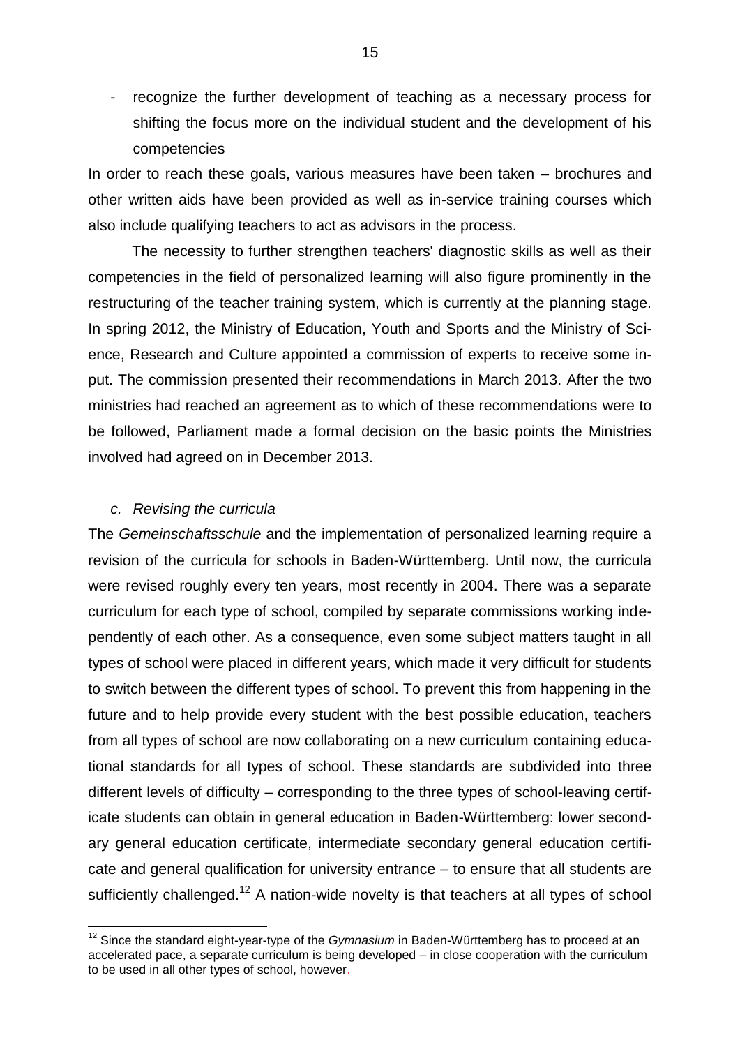- recognize the further development of teaching as a necessary process for shifting the focus more on the individual student and the development of his competencies

In order to reach these goals, various measures have been taken – brochures and other written aids have been provided as well as in-service training courses which also include qualifying teachers to act as advisors in the process.

The necessity to further strengthen teachers' diagnostic skills as well as their competencies in the field of personalized learning will also figure prominently in the restructuring of the teacher training system, which is currently at the planning stage. In spring 2012, the Ministry of Education, Youth and Sports and the Ministry of Science, Research and Culture appointed a commission of experts to receive some input. The commission presented their recommendations in March 2013. After the two ministries had reached an agreement as to which of these recommendations were to be followed, Parliament made a formal decision on the basic points the Ministries involved had agreed on in December 2013.

### *c. Revising the curricula*

The *Gemeinschaftsschule* and the implementation of personalized learning require a revision of the curricula for schools in Baden-Württemberg. Until now, the curricula were revised roughly every ten years, most recently in 2004. There was a separate curriculum for each type of school, compiled by separate commissions working independently of each other. As a consequence, even some subject matters taught in all types of school were placed in different years, which made it very difficult for students to switch between the different types of school. To prevent this from happening in the future and to help provide every student with the best possible education, teachers from all types of school are now collaborating on a new curriculum containing educational standards for all types of school. These standards are subdivided into three different levels of difficulty – corresponding to the three types of school-leaving certificate students can obtain in general education in Baden-Württemberg: lower secondary general education certificate, intermediate secondary general education certificate and general qualification for university entrance – to ensure that all students are sufficiently challenged.[12] A nation-wide novelty is that teachers at all types of school

[12] Since the standard eight-year-type of the *Gymnasium* in Baden-Württemberg has to proceed at an accelerated pace, a separate curriculum is being developed – in close cooperation with the curriculum to be used in all other types of school, however.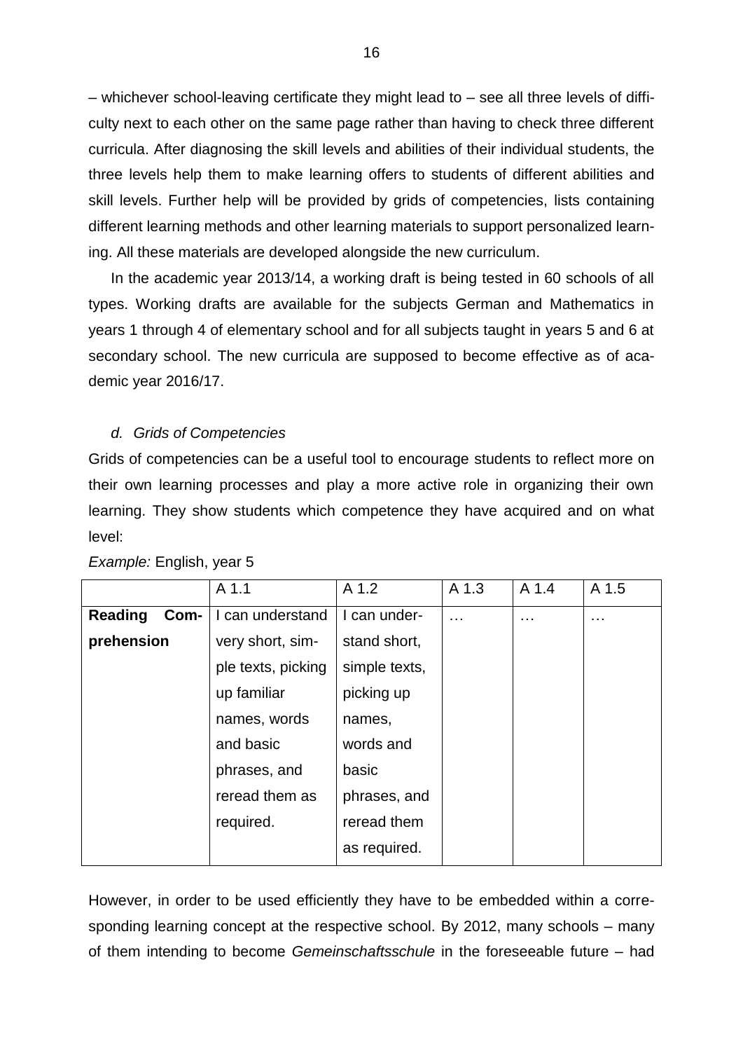– whichever school-leaving certificate they might lead to – see all three levels of difficulty next to each other on the same page rather than having to check three different curricula. After diagnosing the skill levels and abilities of their individual students, the three levels help them to make learning offers to students of different abilities and skill levels. Further help will be provided by grids of competencies, lists containing different learning methods and other learning materials to support personalized learning. All these materials are developed alongside the new curriculum.

In the academic year 2013/14, a working draft is being tested in 60 schools of all types. Working drafts are available for the subjects German and Mathematics in years 1 through 4 of elementary school and for all subjects taught in years 5 and 6 at secondary school. The new curricula are supposed to become effective as of academic year 2016/17.

### *d. Grids of Competencies*

Grids of competencies can be a useful tool to encourage students to reflect more on their own learning processes and play a more active role in organizing their own learning. They show students which competence they have acquired and on what level:

*Example:* English, year 5

| | A 1.1 | A 1.2 | A 1.3 | A 1.4 | A 1.5 |
|---|---|---|---|---|---|
| **Reading Comprehension** | I can understand very short, simple texts, picking up familiar names, words and basic phrases, and reread them as required. | I can understand short, simple texts, picking up names, words and basic phrases, and reread them as required. | … | … | … |

However, in order to be used efficiently they have to be embedded within a corresponding learning concept at the respective school. By 2012, many schools – many of them intending to become *Gemeinschaftsschule* in the foreseeable future – had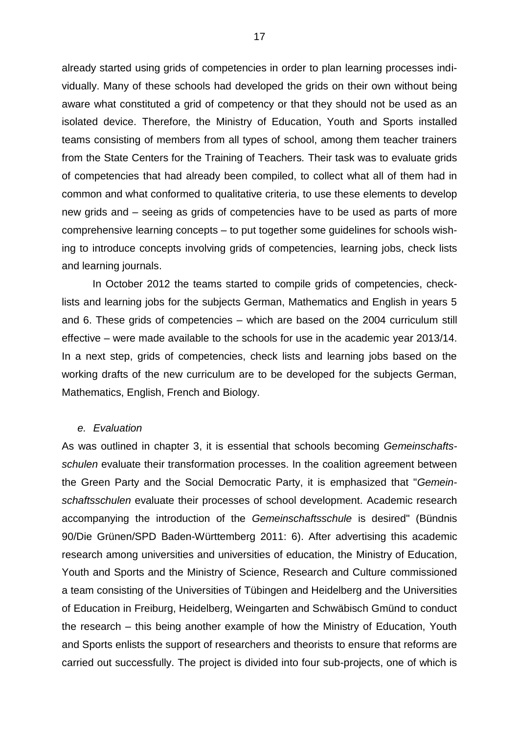already started using grids of competencies in order to plan learning processes individually. Many of these schools had developed the grids on their own without being aware what constituted a grid of competency or that they should not be used as an isolated device. Therefore, the Ministry of Education, Youth and Sports installed teams consisting of members from all types of school, among them teacher trainers from the State Centers for the Training of Teachers. Their task was to evaluate grids of competencies that had already been compiled, to collect what all of them had in common and what conformed to qualitative criteria, to use these elements to develop new grids and – seeing as grids of competencies have to be used as parts of more comprehensive learning concepts – to put together some guidelines for schools wishing to introduce concepts involving grids of competencies, learning jobs, check lists and learning journals.

In October 2012 the teams started to compile grids of competencies, checklists and learning jobs for the subjects German, Mathematics and English in years 5 and 6. These grids of competencies – which are based on the 2004 curriculum still effective – were made available to the schools for use in the academic year 2013/14. In a next step, grids of competencies, check lists and learning jobs based on the working drafts of the new curriculum are to be developed for the subjects German, Mathematics, English, French and Biology.

*e. Evaluation*

As was outlined in chapter 3, it is essential that schools becoming *Gemeinschaftsschulen* evaluate their transformation processes. In the coalition agreement between the Green Party and the Social Democratic Party, it is emphasized that "*Gemeinschaftsschulen* evaluate their processes of school development. Academic research accompanying the introduction of the *Gemeinschaftsschule* is desired" (Bündnis 90/Die Grünen/SPD Baden-Württemberg 2011: 6). After advertising this academic research among universities and universities of education, the Ministry of Education, Youth and Sports and the Ministry of Science, Research and Culture commissioned a team consisting of the Universities of Tübingen and Heidelberg and the Universities of Education in Freiburg, Heidelberg, Weingarten and Schwäbisch Gmünd to conduct the research – this being another example of how the Ministry of Education, Youth and Sports enlists the support of researchers and theorists to ensure that reforms are carried out successfully. The project is divided into four sub-projects, one of which is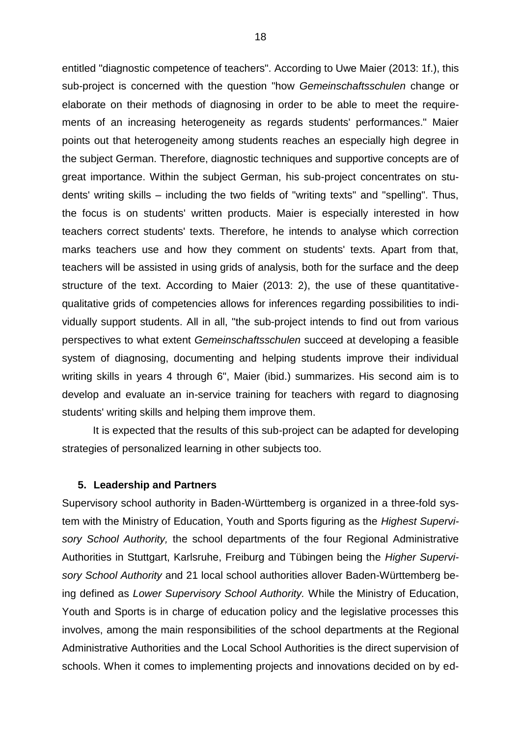entitled "diagnostic competence of teachers". According to Uwe Maier (2013: 1f.), this sub-project is concerned with the question "how *Gemeinschaftsschulen* change or elaborate on their methods of diagnosing in order to be able to meet the requirements of an increasing heterogeneity as regards students' performances." Maier points out that heterogeneity among students reaches an especially high degree in the subject German. Therefore, diagnostic techniques and supportive concepts are of great importance. Within the subject German, his sub-project concentrates on students' writing skills – including the two fields of "writing texts" and "spelling". Thus, the focus is on students' written products. Maier is especially interested in how teachers correct students' texts. Therefore, he intends to analyse which correction marks teachers use and how they comment on students' texts. Apart from that, teachers will be assisted in using grids of analysis, both for the surface and the deep structure of the text. According to Maier (2013: 2), the use of these quantitative-qualitative grids of competencies allows for inferences regarding possibilities to individually support students. All in all, "the sub-project intends to find out from various perspectives to what extent *Gemeinschaftsschulen* succeed at developing a feasible system of diagnosing, documenting and helping students improve their individual writing skills in years 4 through 6", Maier (ibid.) summarizes. His second aim is to develop and evaluate an in-service training for teachers with regard to diagnosing students' writing skills and helping them improve them.

It is expected that the results of this sub-project can be adapted for developing strategies of personalized learning in other subjects too.

## 5. Leadership and Partners

Supervisory school authority in Baden-Württemberg is organized in a three-fold system with the Ministry of Education, Youth and Sports figuring as the *Highest Supervisory School Authority,* the school departments of the four Regional Administrative Authorities in Stuttgart, Karlsruhe, Freiburg and Tübingen being the *Higher Supervisory School Authority* and 21 local school authorities allover Baden-Württemberg being defined as *Lower Supervisory School Authority.* While the Ministry of Education, Youth and Sports is in charge of education policy and the legislative processes this involves, among the main responsibilities of the school departments at the Regional Administrative Authorities and the Local School Authorities is the direct supervision of schools. When it comes to implementing projects and innovations decided on by ed-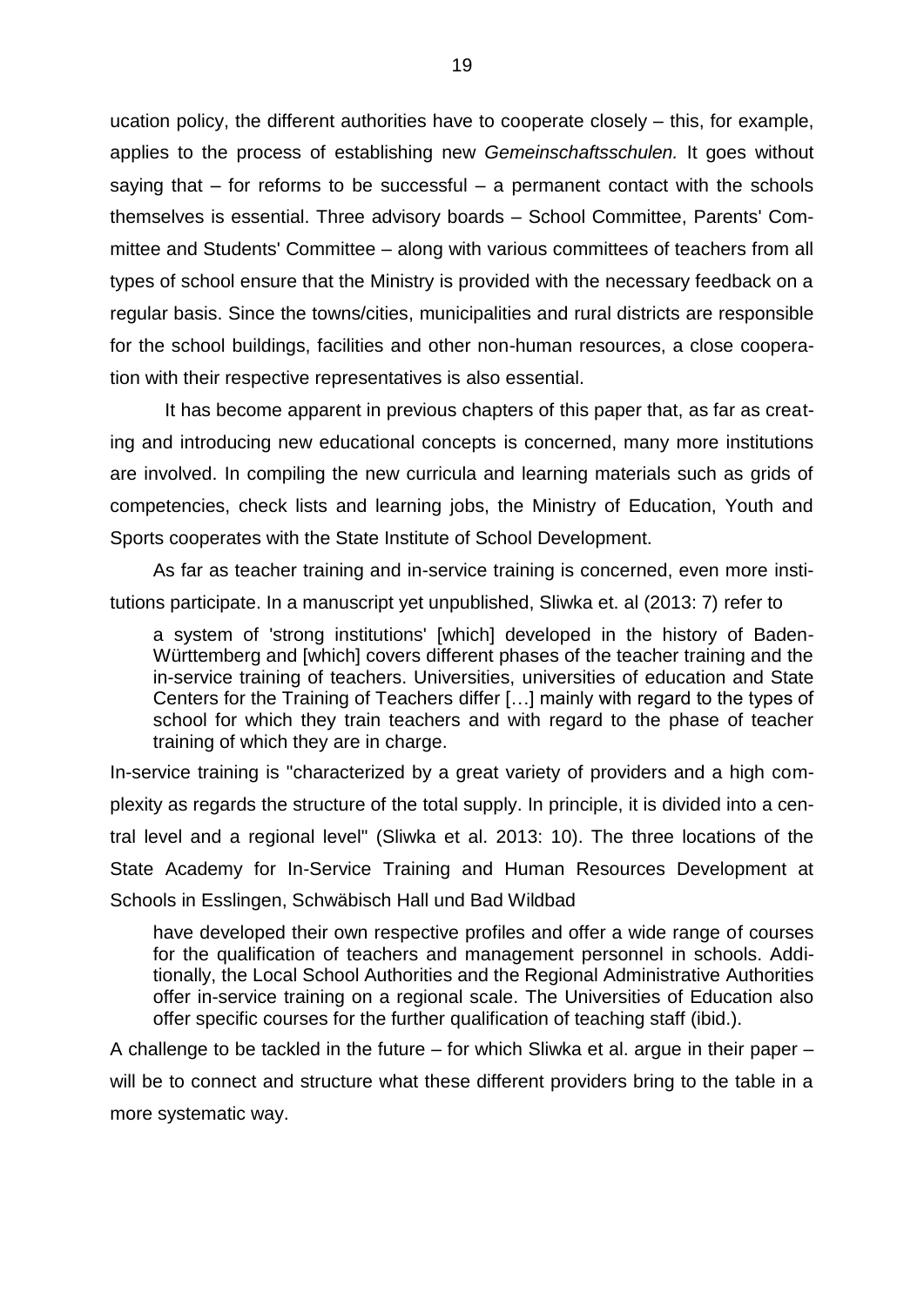ucation policy, the different authorities have to cooperate closely – this, for example, applies to the process of establishing new *Gemeinschaftsschulen.* It goes without saying that – for reforms to be successful – a permanent contact with the schools themselves is essential. Three advisory boards – School Committee, Parents' Committee and Students' Committee – along with various committees of teachers from all types of school ensure that the Ministry is provided with the necessary feedback on a regular basis. Since the towns/cities, municipalities and rural districts are responsible for the school buildings, facilities and other non-human resources, a close cooperation with their respective representatives is also essential.

It has become apparent in previous chapters of this paper that, as far as creating and introducing new educational concepts is concerned, many more institutions are involved. In compiling the new curricula and learning materials such as grids of competencies, check lists and learning jobs, the Ministry of Education, Youth and Sports cooperates with the State Institute of School Development.

As far as teacher training and in-service training is concerned, even more institutions participate. In a manuscript yet unpublished, Sliwka et. al (2013: 7) refer to

> a system of 'strong institutions' [which] developed in the history of Baden-Württemberg and [which] covers different phases of the teacher training and the in-service training of teachers. Universities, universities of education and State Centers for the Training of Teachers differ […] mainly with regard to the types of school for which they train teachers and with regard to the phase of teacher training of which they are in charge.

In-service training is "characterized by a great variety of providers and a high complexity as regards the structure of the total supply. In principle, it is divided into a central level and a regional level" (Sliwka et al. 2013: 10). The three locations of the State Academy for In-Service Training and Human Resources Development at Schools in Esslingen, Schwäbisch Hall und Bad Wildbad

> have developed their own respective profiles and offer a wide range of courses for the qualification of teachers and management personnel in schools. Additionally, the Local School Authorities and the Regional Administrative Authorities offer in-service training on a regional scale. The Universities of Education also offer specific courses for the further qualification of teaching staff (ibid.).

A challenge to be tackled in the future – for which Sliwka et al. argue in their paper – will be to connect and structure what these different providers bring to the table in a more systematic way.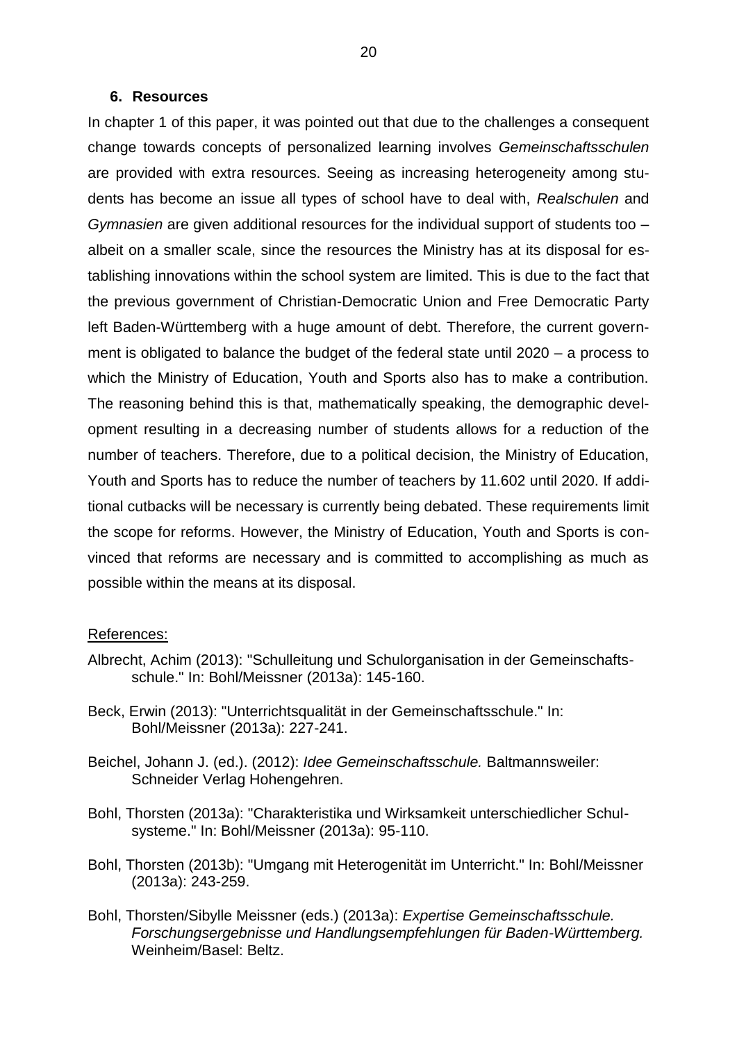## 6. Resources

In chapter 1 of this paper, it was pointed out that due to the challenges a consequent change towards concepts of personalized learning involves *Gemeinschaftsschulen* are provided with extra resources. Seeing as increasing heterogeneity among students has become an issue all types of school have to deal with, *Realschulen* and *Gymnasien* are given additional resources for the individual support of students too – albeit on a smaller scale, since the resources the Ministry has at its disposal for establishing innovations within the school system are limited. This is due to the fact that the previous government of Christian-Democratic Union and Free Democratic Party left Baden-Württemberg with a huge amount of debt. Therefore, the current government is obligated to balance the budget of the federal state until 2020 – a process to which the Ministry of Education, Youth and Sports also has to make a contribution. The reasoning behind this is that, mathematically speaking, the demographic development resulting in a decreasing number of students allows for a reduction of the number of teachers. Therefore, due to a political decision, the Ministry of Education, Youth and Sports has to reduce the number of teachers by 11.602 until 2020. If additional cutbacks will be necessary is currently being debated. These requirements limit the scope for reforms. However, the Ministry of Education, Youth and Sports is convinced that reforms are necessary and is committed to accomplishing as much as possible within the means at its disposal.

References:

Albrecht, Achim (2013): "Schulleitung und Schulorganisation in der Gemeinschaftsschule." In: Bohl/Meissner (2013a): 145-160.

Beck, Erwin (2013): "Unterrichtsqualität in der Gemeinschaftsschule." In: Bohl/Meissner (2013a): 227-241.

Beichel, Johann J. (ed.). (2012): *Idee Gemeinschaftsschule.* Baltmannsweiler: Schneider Verlag Hohengehren.

Bohl, Thorsten (2013a): "Charakteristika und Wirksamkeit unterschiedlicher Schulsysteme." In: Bohl/Meissner (2013a): 95-110.

Bohl, Thorsten (2013b): "Umgang mit Heterogenität im Unterricht." In: Bohl/Meissner (2013a): 243-259.

Bohl, Thorsten/Sibylle Meissner (eds.) (2013a): *Expertise Gemeinschaftsschule. Forschungsergebnisse und Handlungsempfehlungen für Baden-Württemberg.* Weinheim/Basel: Beltz.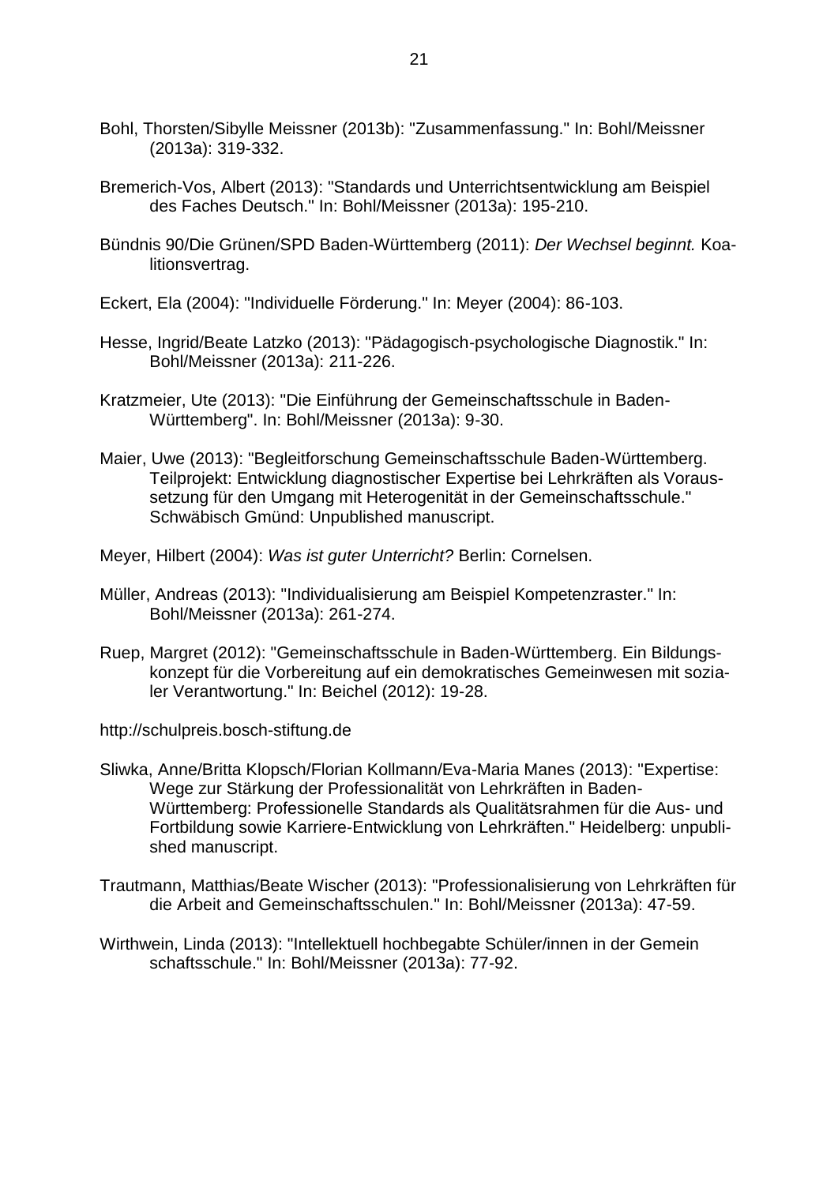Bohl, Thorsten/Sibylle Meissner (2013b): "Zusammenfassung." In: Bohl/Meissner (2013a): 319-332.

Bremerich-Vos, Albert (2013): "Standards und Unterrichtsentwicklung am Beispiel des Faches Deutsch." In: Bohl/Meissner (2013a): 195-210.

Bündnis 90/Die Grünen/SPD Baden-Württemberg (2011): *Der Wechsel beginnt.* Koalitionsvertrag.

Eckert, Ela (2004): "Individuelle Förderung." In: Meyer (2004): 86-103.

Hesse, Ingrid/Beate Latzko (2013): "Pädagogisch-psychologische Diagnostik." In: Bohl/Meissner (2013a): 211-226.

Kratzmeier, Ute (2013): "Die Einführung der Gemeinschaftsschule in Baden-Württemberg". In: Bohl/Meissner (2013a): 9-30.

Maier, Uwe (2013): "Begleitforschung Gemeinschaftsschule Baden-Württemberg. Teilprojekt: Entwicklung diagnostischer Expertise bei Lehrkräften als Voraussetzung für den Umgang mit Heterogenität in der Gemeinschaftsschule." Schwäbisch Gmünd: Unpublished manuscript.

Meyer, Hilbert (2004): *Was ist guter Unterricht?* Berlin: Cornelsen.

Müller, Andreas (2013): "Individualisierung am Beispiel Kompetenzraster." In: Bohl/Meissner (2013a): 261-274.

Ruep, Margret (2012): "Gemeinschaftsschule in Baden-Württemberg. Ein Bildungskonzept für die Vorbereitung auf ein demokratisches Gemeinwesen mit sozialer Verantwortung." In: Beichel (2012): 19-28.

http://schulpreis.bosch-stiftung.de

Sliwka, Anne/Britta Klopsch/Florian Kollmann/Eva-Maria Manes (2013): "Expertise: Wege zur Stärkung der Professionalität von Lehrkräften in Baden-Württemberg: Professionelle Standards als Qualitätsrahmen für die Aus- und Fortbildung sowie Karriere-Entwicklung von Lehrkräften." Heidelberg: unpublished manuscript.

Trautmann, Matthias/Beate Wischer (2013): "Professionalisierung von Lehrkräften für die Arbeit and Gemeinschaftsschulen." In: Bohl/Meissner (2013a): 47-59.

Wirthwein, Linda (2013): "Intellektuell hochbegabte Schüler/innen in der Gemein schaftsschule." In: Bohl/Meissner (2013a): 77-92.